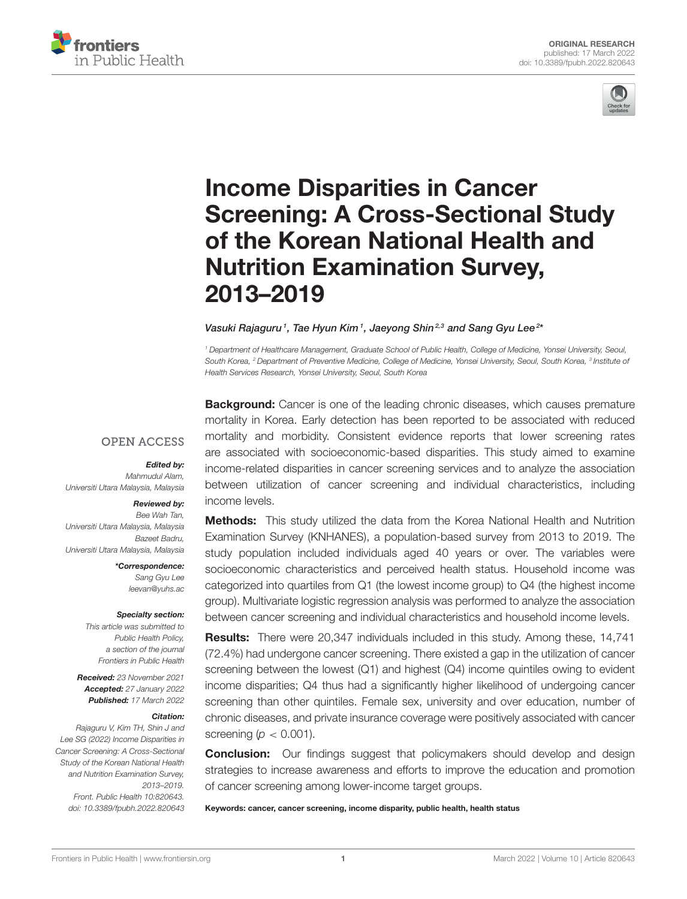ORIGINAL RESEARCH
published: 17 March 2022
doi: 10.3389/fpubh.2022.820643

# Income Disparities in Cancer Screening: A Cross-Sectional Study of the Korean National Health and Nutrition Examination Survey, 2013–2019

Vasuki Rajaguru[1], Tae Hyun Kim[1], Jaeyong Shin[2,3] and Sang Gyu Lee[2]*

[1] Department of Healthcare Management, Graduate School of Public Health, College of Medicine, Yonsei University, Seoul, South Korea, [2] Department of Preventive Medicine, College of Medicine, Yonsei University, Seoul, South Korea, [3] Institute of Health Services Research, Yonsei University, Seoul, South Korea

OPEN ACCESS

*Edited by:*
Mahmudul Alam,
Universiti Utara Malaysia, Malaysia

*Reviewed by:*
Bee Wah Tan,
Universiti Utara Malaysia, Malaysia
Bazeet Badru,
Universiti Utara Malaysia, Malaysia

*\*Correspondence:*
Sang Gyu Lee
leevan@yuhs.ac

*Specialty section:*
This article was submitted to Public Health Policy, a section of the journal Frontiers in Public Health

*Received:* 23 November 2021
*Accepted:* 27 January 2022
*Published:* 17 March 2022

*Citation:*
Rajaguru V, Kim TH, Shin J and Lee SG (2022) Income Disparities in Cancer Screening: A Cross-Sectional Study of the Korean National Health and Nutrition Examination Survey, 2013–2019. Front. Public Health 10:820643. doi: 10.3389/fpubh.2022.820643

**Background:** Cancer is one of the leading chronic diseases, which causes premature mortality in Korea. Early detection has been reported to be associated with reduced mortality and morbidity. Consistent evidence reports that lower screening rates are associated with socioeconomic-based disparities. This study aimed to examine income-related disparities in cancer screening services and to analyze the association between utilization of cancer screening and individual characteristics, including income levels.

**Methods:** This study utilized the data from the Korea National Health and Nutrition Examination Survey (KNHANES), a population-based survey from 2013 to 2019. The study population included individuals aged 40 years or over. The variables were socioeconomic characteristics and perceived health status. Household income was categorized into quartiles from Q1 (the lowest income group) to Q4 (the highest income group). Multivariate logistic regression analysis was performed to analyze the association between cancer screening and individual characteristics and household income levels.

**Results:** There were 20,347 individuals included in this study. Among these, 14,741 (72.4%) had undergone cancer screening. There existed a gap in the utilization of cancer screening between the lowest (Q1) and highest (Q4) income quintiles owing to evident income disparities; Q4 thus had a significantly higher likelihood of undergoing cancer screening than other quintiles. Female sex, university and over education, number of chronic diseases, and private insurance coverage were positively associated with cancer screening ($p < 0.001$).

**Conclusion:** Our findings suggest that policymakers should develop and design strategies to increase awareness and efforts to improve the education and promotion of cancer screening among lower-income target groups.

**Keywords: cancer, cancer screening, income disparity, public health, health status**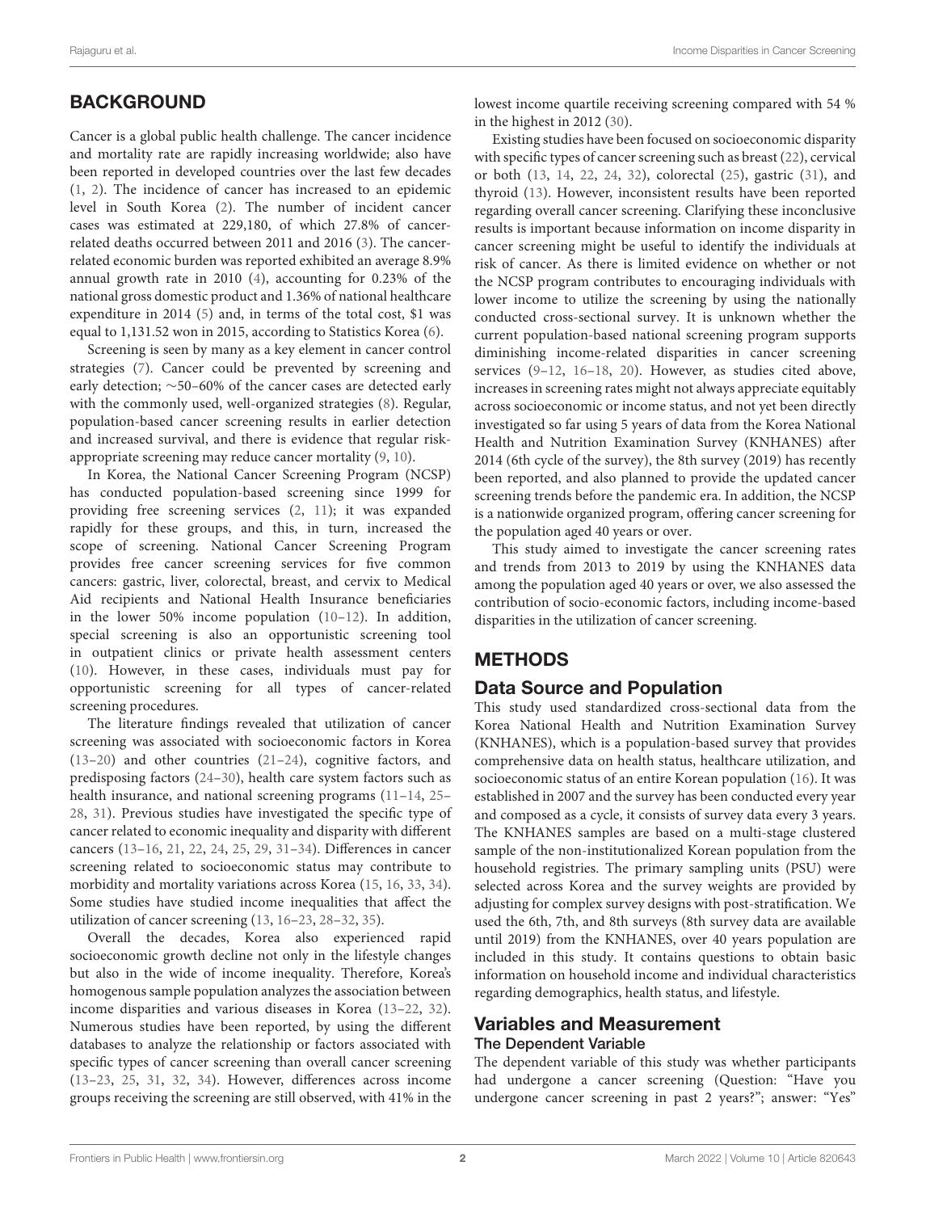## BACKGROUND

Cancer is a global public health challenge. The cancer incidence and mortality rate are rapidly increasing worldwide; also have been reported in developed countries over the last few decades (1, 2). The incidence of cancer has increased to an epidemic level in South Korea (2). The number of incident cancer cases was estimated at 229,180, of which 27.8% of cancer-related deaths occurred between 2011 and 2016 (3). The cancer-related economic burden was reported exhibited an average 8.9% annual growth rate in 2010 (4), accounting for 0.23% of the national gross domestic product and 1.36% of national healthcare expenditure in 2014 (5) and, in terms of the total cost, $1 was equal to 1,131.52 won in 2015, according to Statistics Korea (6).

Screening is seen by many as a key element in cancer control strategies (7). Cancer could be prevented by screening and early detection; ∼50–60% of the cancer cases are detected early with the commonly used, well-organized strategies (8). Regular, population-based cancer screening results in earlier detection and increased survival, and there is evidence that regular risk-appropriate screening may reduce cancer mortality (9, 10).

In Korea, the National Cancer Screening Program (NCSP) has conducted population-based screening since 1999 for providing free screening services (2, 11); it was expanded rapidly for these groups, and this, in turn, increased the scope of screening. National Cancer Screening Program provides free cancer screening services for five common cancers: gastric, liver, colorectal, breast, and cervix to Medical Aid recipients and National Health Insurance beneficiaries in the lower 50% income population (10–12). In addition, special screening is also an opportunistic screening tool in outpatient clinics or private health assessment centers (10). However, in these cases, individuals must pay for opportunistic screening for all types of cancer-related screening procedures.

The literature findings revealed that utilization of cancer screening was associated with socioeconomic factors in Korea (13–20) and other countries (21–24), cognitive factors, and predisposing factors (24–30), health care system factors such as health insurance, and national screening programs (11–14, 25–28, 31). Previous studies have investigated the specific type of cancer related to economic inequality and disparity with different cancers (13–16, 21, 22, 24, 25, 29, 31–34). Differences in cancer screening related to socioeconomic status may contribute to morbidity and mortality variations across Korea (15, 16, 33, 34). Some studies have studied income inequalities that affect the utilization of cancer screening (13, 16–23, 28–32, 35).

Overall the decades, Korea also experienced rapid socioeconomic growth decline not only in the lifestyle changes but also in the wide of income inequality. Therefore, Korea's homogenous sample population analyzes the association between income disparities and various diseases in Korea (13–22, 32). Numerous studies have been reported, by using the different databases to analyze the relationship or factors associated with specific types of cancer screening than overall cancer screening (13–23, 25, 31, 32, 34). However, differences across income groups receiving the screening are still observed, with 41% in the lowest income quartile receiving screening compared with 54 % in the highest in 2012 (30).

Existing studies have been focused on socioeconomic disparity with specific types of cancer screening such as breast (22), cervical or both (13, 14, 22, 24, 32), colorectal (25), gastric (31), and thyroid (13). However, inconsistent results have been reported regarding overall cancer screening. Clarifying these inconclusive results is important because information on income disparity in cancer screening might be useful to identify the individuals at risk of cancer. As there is limited evidence on whether or not the NCSP program contributes to encouraging individuals with lower income to utilize the screening by using the nationally conducted cross-sectional survey. It is unknown whether the current population-based national screening program supports diminishing income-related disparities in cancer screening services (9–12, 16–18, 20). However, as studies cited above, increases in screening rates might not always appreciate equitably across socioeconomic or income status, and not yet been directly investigated so far using 5 years of data from the Korea National Health and Nutrition Examination Survey (KNHANES) after 2014 (6th cycle of the survey), the 8th survey (2019) has recently been reported, and also planned to provide the updated cancer screening trends before the pandemic era. In addition, the NCSP is a nationwide organized program, offering cancer screening for the population aged 40 years or over.

This study aimed to investigate the cancer screening rates and trends from 2013 to 2019 by using the KNHANES data among the population aged 40 years or over, we also assessed the contribution of socio-economic factors, including income-based disparities in the utilization of cancer screening.

## METHODS

### Data Source and Population

This study used standardized cross-sectional data from the Korea National Health and Nutrition Examination Survey (KNHANES), which is a population-based survey that provides comprehensive data on health status, healthcare utilization, and socioeconomic status of an entire Korean population (16). It was established in 2007 and the survey has been conducted every year and composed as a cycle, it consists of survey data every 3 years. The KNHANES samples are based on a multi-stage clustered sample of the non-institutionalized Korean population from the household registries. The primary sampling units (PSU) were selected across Korea and the survey weights are provided by adjusting for complex survey designs with post-stratification. We used the 6th, 7th, and 8th surveys (8th survey data are available until 2019) from the KNHANES, over 40 years population are included in this study. It contains questions to obtain basic information on household income and individual characteristics regarding demographics, health status, and lifestyle.

### Variables and Measurement

#### The Dependent Variable

The dependent variable of this study was whether participants had undergone a cancer screening (Question: "Have you undergone cancer screening in past 2 years?"; answer: "Yes"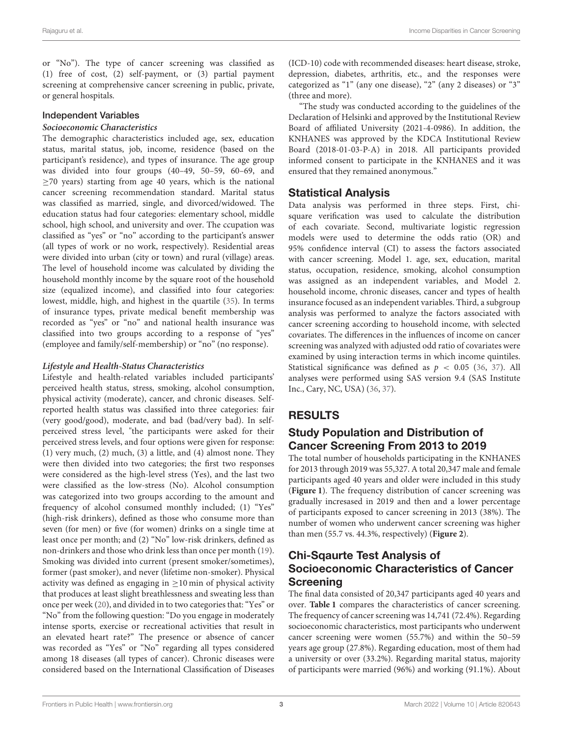or "No"). The type of cancer screening was classified as (1) free of cost, (2) self-payment, or (3) partial payment screening at comprehensive cancer screening in public, private, or general hospitals.

### Independent Variables

#### *Socioeconomic Characteristics*

The demographic characteristics included age, sex, education status, marital status, job, income, residence (based on the participant's residence), and types of insurance. The age group was divided into four groups (40–49, 50–59, 60–69, and ≥70 years) starting from age 40 years, which is the national cancer screening recommendation standard. Marital status was classified as married, single, and divorced/widowed. The education status had four categories: elementary school, middle school, high school, and university and over. The ccupation was classified as "yes" or "no" according to the participant's answer (all types of work or no work, respectively). Residential areas were divided into urban (city or town) and rural (village) areas. The level of household income was calculated by dividing the household monthly income by the square root of the household size (equalized income), and classified into four categories: lowest, middle, high, and highest in the quartile (35). In terms of insurance types, private medical benefit membership was recorded as "yes" or "no" and national health insurance was classified into two groups according to a response of "yes" (employee and family/self-membership) or "no" (no response).

#### *Lifestyle and Health-Status Characteristics*

Lifestyle and health-related variables included participants' perceived health status, stress, smoking, alcohol consumption, physical activity (moderate), cancer, and chronic diseases. Self-reported health status was classified into three categories: fair (very good/good), moderate, and bad (bad/very bad). In self-perceived stress level, "the participants were asked for their perceived stress levels, and four options were given for response: (1) very much, (2) much, (3) a little, and (4) almost none. They were then divided into two categories; the first two responses were considered as the high-level stress (Yes), and the last two were classified as the low-stress (No). Alcohol consumption was categorized into two groups according to the amount and frequency of alcohol consumed monthly included; (1) "Yes" (high-risk drinkers), defined as those who consume more than seven (for men) or five (for women) drinks on a single time at least once per month; and (2) "No" low-risk drinkers, defined as non-drinkers and those who drink less than once per month (19). Smoking was divided into current (present smoker/sometimes), former (past smoker), and never (lifetime non-smoker). Physical activity was defined as engaging in ≥10 min of physical activity that produces at least slight breathlessness and sweating less than once per week (20), and divided in to two categories that: "Yes" or "No" from the following question: "Do you engage in moderately intense sports, exercise or recreational activities that result in an elevated heart rate?" The presence or absence of cancer was recorded as "Yes" or "No" regarding all types considered among 18 diseases (all types of cancer). Chronic diseases were considered based on the International Classification of Diseases (ICD-10) code with recommended diseases: heart disease, stroke, depression, diabetes, arthritis, etc., and the responses were categorized as "1" (any one disease), "2" (any 2 diseases) or "3" (three and more).

"The study was conducted according to the guidelines of the Declaration of Helsinki and approved by the Institutional Review Board of affiliated University (2021-4-0986). In addition, the KNHANES was approved by the KDCA Institutional Review Board (2018-01-03-P-A) in 2018. All participants provided informed consent to participate in the KNHANES and it was ensured that they remained anonymous."

## Statistical Analysis

Data analysis was performed in three steps. First, chi-square verification was used to calculate the distribution of each covariate. Second, multivariate logistic regression models were used to determine the odds ratio (OR) and 95% confidence interval (CI) to assess the factors associated with cancer screening. Model 1. age, sex, education, marital status, occupation, residence, smoking, alcohol consumption was assigned as an independent variables, and Model 2. household income, chronic diseases, cancer and types of health insurance focused as an independent variables. Third, a subgroup analysis was performed to analyze the factors associated with cancer screening according to household income, with selected covariates. The differences in the influences of income on cancer screening was analyzed with adjusted odd ratio of covariates were examined by using interaction terms in which income quintiles. Statistical significance was defined as $p < 0.05$ (36, 37). All analyses were performed using SAS version 9.4 (SAS Institute Inc., Cary, NC, USA) (36, 37).

# RESULTS

## Study Population and Distribution of Cancer Screening From 2013 to 2019

The total number of households participating in the KNHANES for 2013 through 2019 was 55,327. A total 20,347 male and female participants aged 40 years and older were included in this study (**Figure 1**). The frequency distribution of cancer screening was gradually increasaed in 2019 and then and a lower percentage of participants exposed to cancer screening in 2013 (38%). The number of women who underwent cancer screening was higher than men (55.7 vs. 44.3%, respectively) (**Figure 2**).

## Chi-Sqaurte Test Analysis of Socioeconomic Characteristics of Cancer Screening

The final data consisted of 20,347 participants aged 40 years and over. **Table 1** compares the characteristics of cancer screening. The frequency of cancer screening was 14,741 (72.4%). Regarding socioeconomic characteristics, most participants who underwent cancer screening were women (55.7%) and within the 50–59 years age group (27.8%). Regarding education, most of them had a university or over (33.2%). Regarding marital status, majority of participants were married (96%) and working (91.1%). About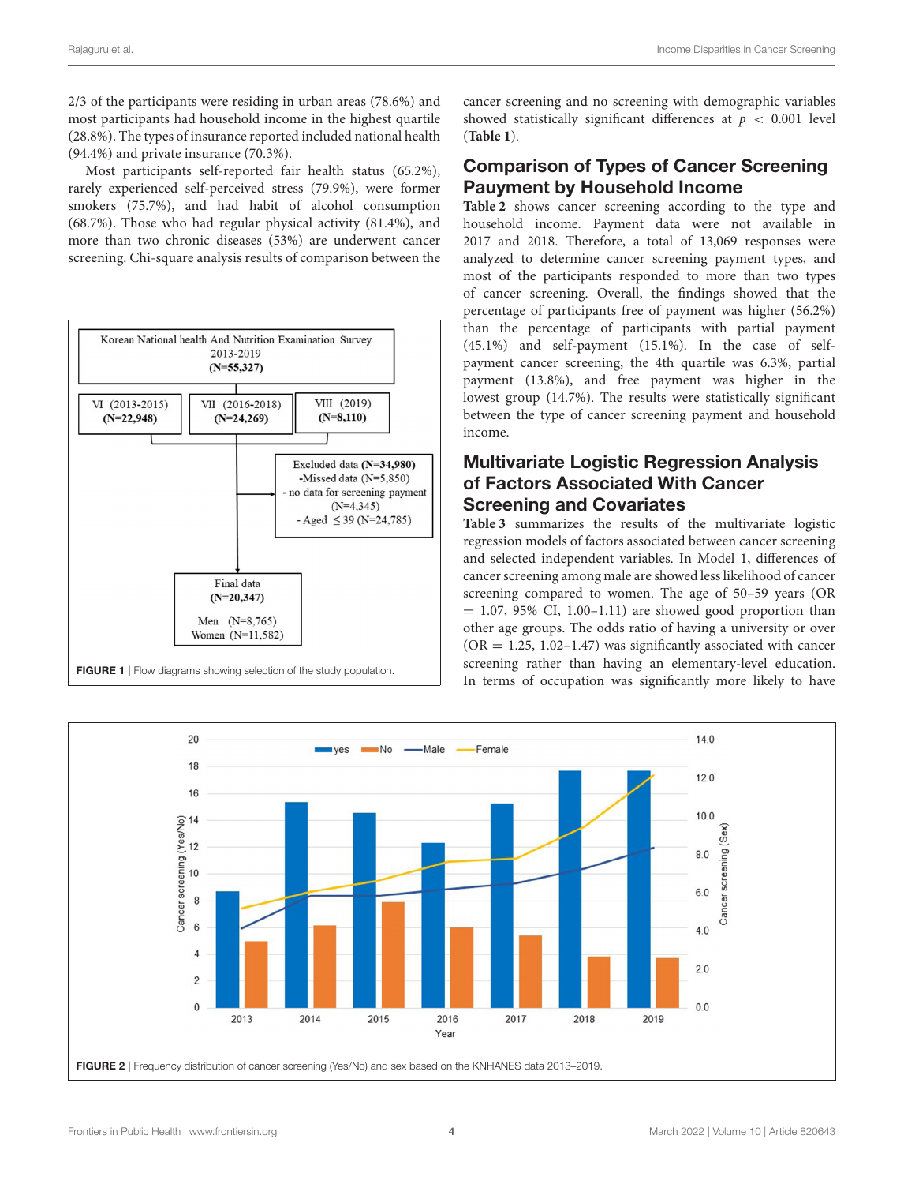2/3 of the participants were residing in urban areas (78.6%) and most participants had household income in the highest quartile (28.8%). The types of insurance reported included national health (94.4%) and private insurance (70.3%).

Most participants self-reported fair health status (65.2%), rarely experienced self-perceived stress (79.9%), were former smokers (75.7%), and had habit of alcohol consumption (68.7%). Those who had regular physical activity (81.4%), and more than two chronic diseases (53%) are underwent cancer screening. Chi-square analysis results of comparison between the cancer screening and no screening with demographic variables showed statistically significant differences at $p < 0.001$ level (**Table 1**).

FIGURE 1 | Flow diagrams showing selection of the study population.

## Comparison of Types of Cancer Screening Pauyment by Household Income

**Table 2** shows cancer screening according to the type and household income. Payment data were not available in 2017 and 2018. Therefore, a total of 13,069 responses were analyzed to determine cancer screening payment types, and most of the participants responded to more than two types of cancer screening. Overall, the findings showed that the percentage of participants free of payment was higher (56.2%) than the percentage of participants with partial payment (45.1%) and self-payment (15.1%). In the case of self-payment cancer screening, the 4th quartile was 6.3%, partial payment (13.8%), and free payment was higher in the lowest group (14.7%). The results were statistically significant between the type of cancer screening payment and household income.

## Multivariate Logistic Regression Analysis of Factors Associated With Cancer Screening and Covariates

**Table 3** summarizes the results of the multivariate logistic regression models of factors associated between cancer screening and selected independent variables. In Model 1, differences of cancer screening among male are showed less likelihood of cancer screening compared to women. The age of 50–59 years (OR = 1.07, 95% CI, 1.00–1.11) are showed good proportion than other age groups. The odds ratio of having a university or over (OR = 1.25, 1.02–1.47) was significantly associated with cancer screening rather than having an elementary-level education. In terms of occupation was significantly more likely to have

FIGURE 2 | Frequency distribution of cancer screening (Yes/No) and sex based on the KNHANES data 2013–2019.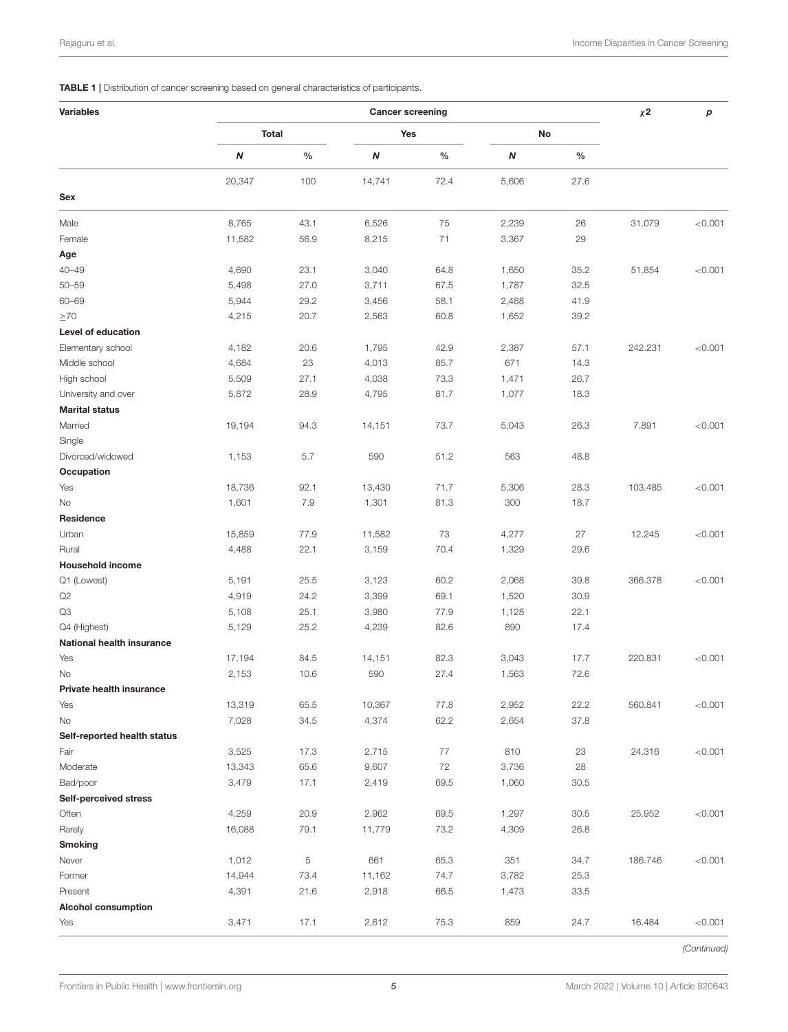**TABLE 1 |** Distribution of cancer screening based on general characteristics of participants.

| Variables | Cancer screening | | | | | | $\chi 2$ | *p* |
|---|---|---|---|---|---|---|---|---|
| | Total | | Yes | | No | | | |
| | *N* | % | *N* | % | *N* | % | | |
| | 20,347 | 100 | 14,741 | 72.4 | 5,606 | 27.6 | | |
| **Sex** | | | | | | | | |
| Male | 8,765 | 43.1 | 6,526 | 75 | 2,239 | 26 | 31.079 | <0.001 |
| Female | 11,582 | 56.9 | 8,215 | 71 | 3,367 | 29 | | |
| **Age** | | | | | | | | |
| 40–49 | 4,690 | 23.1 | 3,040 | 64.8 | 1,650 | 35.2 | 51.854 | <0.001 |
| 50–59 | 5,498 | 27.0 | 3,711 | 67.5 | 1,787 | 32.5 | | |
| 60–69 | 5,944 | 29.2 | 3,456 | 58.1 | 2,488 | 41.9 | | |
| ≥70 | 4,215 | 20.7 | 2,563 | 60.8 | 1,652 | 39.2 | | |
| **Level of education** | | | | | | | | |
| Elementary school | 4,182 | 20.6 | 1,795 | 42.9 | 2,387 | 57.1 | 242.231 | <0.001 |
| Middle school | 4,684 | 23 | 4,013 | 85.7 | 671 | 14.3 | | |
| High school | 5,509 | 27.1 | 4,038 | 73.3 | 1,471 | 26.7 | | |
| University and over | 5,872 | 28.9 | 4,795 | 81.7 | 1,077 | 18.3 | | |
| **Marital status** | | | | | | | | |
| Married | 19,194 | 94.3 | 14,151 | 73.7 | 5,043 | 26.3 | 7.891 | <0.001 |
| Single | | | | | | | | |
| Divorced/widowed | 1,153 | 5.7 | 590 | 51.2 | 563 | 48.8 | | |
| **Occupation** | | | | | | | | |
| Yes | 18,736 | 92.1 | 13,430 | 71.7 | 5,306 | 28.3 | 103.485 | <0.001 |
| No | 1,601 | 7.9 | 1,301 | 81.3 | 300 | 18.7 | | |
| **Residence** | | | | | | | | |
| Urban | 15,859 | 77.9 | 11,582 | 73 | 4,277 | 27 | 12.245 | <0.001 |
| Rural | 4,488 | 22.1 | 3,159 | 70.4 | 1,329 | 29.6 | | |
| **Household income** | | | | | | | | |
| Q1 (Lowest) | 5,191 | 25.5 | 3,123 | 60.2 | 2,068 | 39.8 | 366.378 | <0.001 |
| Q2 | 4,919 | 24.2 | 3,399 | 69.1 | 1,520 | 30.9 | | |
| Q3 | 5,108 | 25.1 | 3,980 | 77.9 | 1,128 | 22.1 | | |
| Q4 (Highest) | 5,129 | 25.2 | 4,239 | 82.6 | 890 | 17.4 | | |
| **National health insurance** | | | | | | | | |
| Yes | 17,194 | 84.5 | 14,151 | 82.3 | 3,043 | 17.7 | 220.831 | <0.001 |
| No | 2,153 | 10.6 | 590 | 27.4 | 1,563 | 72.6 | | |
| **Private health insurance** | | | | | | | | |
| Yes | 13,319 | 65.5 | 10,367 | 77.8 | 2,952 | 22.2 | 560.841 | <0.001 |
| No | 7,028 | 34.5 | 4,374 | 62.2 | 2,654 | 37.8 | | |
| **Self-reported health status** | | | | | | | | |
| Fair | 3,525 | 17.3 | 2,715 | 77 | 810 | 23 | 24.316 | <0.001 |
| Moderate | 13,343 | 65.6 | 9,607 | 72 | 3,736 | 28 | | |
| Bad/poor | 3,479 | 17.1 | 2,419 | 69.5 | 1,060 | 30.5 | | |
| **Self-perceived stress** | | | | | | | | |
| Often | 4,259 | 20.9 | 2,962 | 69.5 | 1,297 | 30.5 | 25.952 | <0.001 |
| Rarely | 16,088 | 79.1 | 11,779 | 73.2 | 4,309 | 26.8 | | |
| **Smoking** | | | | | | | | |
| Never | 1,012 | 5 | 661 | 65.3 | 351 | 34.7 | 186.746 | <0.001 |
| Former | 14,944 | 73.4 | 11,162 | 74.7 | 3,782 | 25.3 | | |
| Present | 4,391 | 21.6 | 2,918 | 66.5 | 1,473 | 33.5 | | |
| **Alcohol consumption** | | | | | | | | |
| Yes | 3,471 | 17.1 | 2,612 | 75.3 | 859 | 24.7 | 16.484 | <0.001 |

*(Continued)*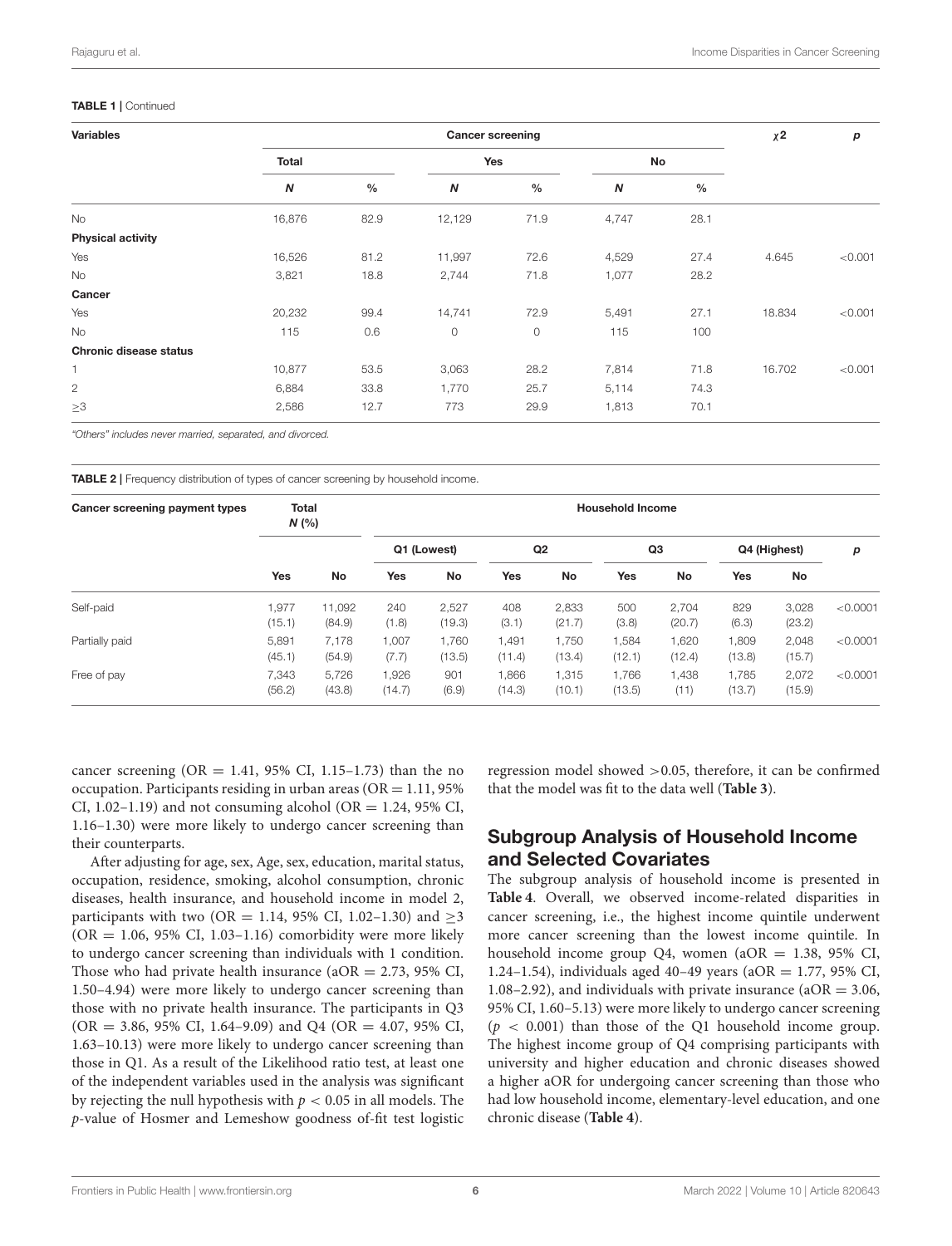**TABLE 1** | Continued

| Variables | Cancer screening | | | | | | $\chi 2$ | $p$ |
|---|---|---|---|---|---|---|---|---|
| | Total | | Yes | | No | | | |
| | $N$ | % | $N$ | % | $N$ | % | | |
| No | 16,876 | 82.9 | 12,129 | 71.9 | 4,747 | 28.1 | | |
| **Physical activity** | | | | | | | | |
| Yes | 16,526 | 81.2 | 11,997 | 72.6 | 4,529 | 27.4 | 4.645 | <0.001 |
| No | 3,821 | 18.8 | 2,744 | 71.8 | 1,077 | 28.2 | | |
| **Cancer** | | | | | | | | |
| Yes | 20,232 | 99.4 | 14,741 | 72.9 | 5,491 | 27.1 | 18.834 | <0.001 |
| No | 115 | 0.6 | 0 | 0 | 115 | 100 | | |
| **Chronic disease status** | | | | | | | | |
| 1 | 10,877 | 53.5 | 3,063 | 28.2 | 7,814 | 71.8 | 16.702 | <0.001 |
| 2 | 6,884 | 33.8 | 1,770 | 25.7 | 5,114 | 74.3 | | |
| ≥3 | 2,586 | 12.7 | 773 | 29.9 | 1,813 | 70.1 | | |

*"Others" includes never married, separated, and divorced.*

**TABLE 2** | Frequency distribution of types of cancer screening by household income.

| Cancer screening payment types | Total $N$ (%) | | Household Income | | | | | | | | |
|---|---|---|---|---|---|---|---|---|---|---|---|
| | | | Q1 (Lowest) | | Q2 | | Q3 | | Q4 (Highest) | | $p$ |
| | Yes | No | Yes | No | Yes | No | Yes | No | Yes | No | |
| Self-paid | 1,977 (15.1) | 11,092 (84.9) | 240 (1.8) | 2,527 (19.3) | 408 (3.1) | 2,833 (21.7) | 500 (3.8) | 2,704 (20.7) | 829 (6.3) | 3,028 (23.2) | <0.0001 |
| Partially paid | 5,891 (45.1) | 7,178 (54.9) | 1,007 (7.7) | 1,760 (13.5) | 1,491 (11.4) | 1,750 (13.4) | 1,584 (12.1) | 1,620 (12.4) | 1,809 (13.8) | 2,048 (15.7) | <0.0001 |
| Free of pay | 7,343 (56.2) | 5,726 (43.8) | 1,926 (14.7) | 901 (6.9) | 1,866 (14.3) | 1,315 (10.1) | 1,766 (13.5) | 1,438 (11) | 1,785 (13.7) | 2,072 (15.9) | <0.0001 |

cancer screening (OR = 1.41, 95% CI, 1.15–1.73) than the no occupation. Participants residing in urban areas (OR = 1.11, 95% CI, 1.02–1.19) and not consuming alcohol (OR = 1.24, 95% CI, 1.16–1.30) were more likely to undergo cancer screening than their counterparts.

After adjusting for age, sex, Age, sex, education, marital status, occupation, residence, smoking, alcohol consumption, chronic diseases, health insurance, and household income in model 2, participants with two (OR = 1.14, 95% CI, 1.02–1.30) and ≥3 (OR = 1.06, 95% CI, 1.03–1.16) comorbidity were more likely to undergo cancer screening than individuals with 1 condition. Those who had private health insurance (aOR = 2.73, 95% CI, 1.50–4.94) were more likely to undergo cancer screening than those with no private health insurance. The participants in Q3 (OR = 3.86, 95% CI, 1.64–9.09) and Q4 (OR = 4.07, 95% CI, 1.63–10.13) were more likely to undergo cancer screening than those in Q1. As a result of the Likelihood ratio test, at least one of the independent variables used in the analysis was significant by rejecting the null hypothesis with $p < 0.05$ in all models. The $p$-value of Hosmer and Lemeshow goodness of-fit test logistic regression model showed >0.05, therefore, it can be confirmed that the model was fit to the data well (**Table 3**).

## Subgroup Analysis of Household Income and Selected Covariates

The subgroup analysis of household income is presented in **Table 4**. Overall, we observed income-related disparities in cancer screening, i.e., the highest income quintile underwent more cancer screening than the lowest income quintile. In household income group Q4, women (aOR = 1.38, 95% CI, 1.24–1.54), individuals aged 40–49 years (aOR = 1.77, 95% CI, 1.08–2.92), and individuals with private insurance (aOR = 3.06, 95% CI, 1.60–5.13) were more likely to undergo cancer screening ($p < 0.001$) than those of the Q1 household income group. The highest income group of Q4 comprising participants with university and higher education and chronic diseases showed a higher aOR for undergoing cancer screening than those who had low household income, elementary-level education, and one chronic disease (**Table 4**).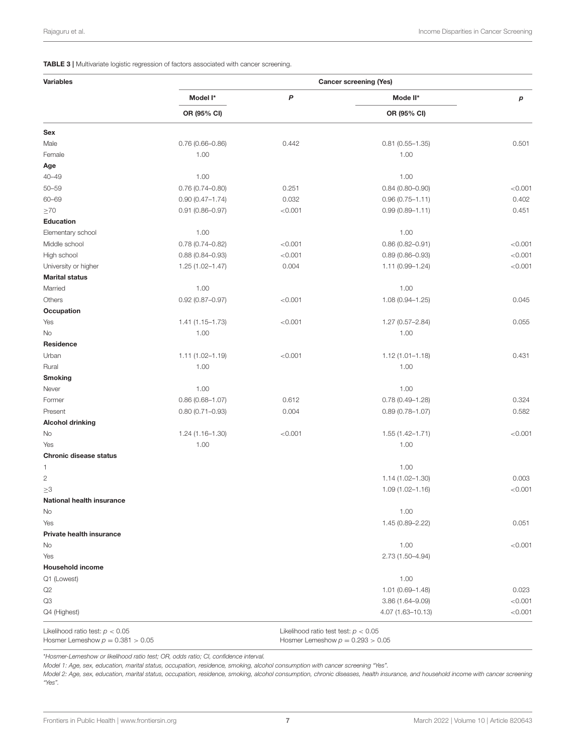**TABLE 3 |** Multivariate logistic regression of factors associated with cancer screening.

| Variables | Cancer screening (Yes) | | | |
|---|---|---|---|---|
| | Model I* | *P* | Mode II* | *p* |
| | OR (95% CI) | | OR (95% CI) | |
| **Sex** | | | | |
| Male | 0.76 (0.66–0.86) | 0.442 | 0.81 (0.55–1.35) | 0.501 |
| Female | 1.00 | | 1.00 | |
| **Age** | | | | |
| 40–49 | 1.00 | | 1.00 | |
| 50–59 | 0.76 (0.74–0.80) | 0.251 | 0.84 (0.80–0.90) | <0.001 |
| 60–69 | 0.90 (0.47–1.74) | 0.032 | 0.96 (0.75–1.11) | 0.402 |
| ≥70 | 0.91 (0.86–0.97) | <0.001 | 0.99 (0.89–1.11) | 0.451 |
| **Education** | | | | |
| Elementary school | 1.00 | | 1.00 | |
| Middle school | 0.78 (0.74–0.82) | <0.001 | 0.86 (0.82–0.91) | <0.001 |
| High school | 0.88 (0.84–0.93) | <0.001 | 0.89 (0.86–0.93) | <0.001 |
| University or higher | 1.25 (1.02–1.47) | 0.004 | 1.11 (0.99–1.24) | <0.001 |
| **Marital status** | | | | |
| Married | 1.00 | | 1.00 | |
| Others | 0.92 (0.87–0.97) | <0.001 | 1.08 (0.94–1.25) | 0.045 |
| **Occupation** | | | | |
| Yes | 1.41 (1.15–1.73) | <0.001 | 1.27 (0.57–2.84) | 0.055 |
| No | 1.00 | | 1.00 | |
| **Residence** | | | | |
| Urban | 1.11 (1.02–1.19) | <0.001 | 1.12 (1.01–1.18) | 0.431 |
| Rural | 1.00 | | 1.00 | |
| **Smoking** | | | | |
| Never | 1.00 | | 1.00 | |
| Former | 0.86 (0.68–1.07) | 0.612 | 0.78 (0.49–1.28) | 0.324 |
| Present | 0.80 (0.71–0.93) | 0.004 | 0.89 (0.78–1.07) | 0.582 |
| **Alcohol drinking** | | | | |
| No | 1.24 (1.16–1.30) | <0.001 | 1.55 (1.42–1.71) | <0.001 |
| Yes | 1.00 | | 1.00 | |
| **Chronic disease status** | | | | |
| 1 | | | 1.00 | |
| 2 | | | 1.14 (1.02–1.30) | 0.003 |
| ≥3 | | | 1.09 (1.02–1.16) | <0.001 |
| **National health insurance** | | | | |
| No | | | 1.00 | |
| Yes | | | 1.45 (0.89–2.22) | 0.051 |
| **Private health insurance** | | | | |
| No | | | 1.00 | <0.001 |
| Yes | | | 2.73 (1.50–4.94) | |
| **Household income** | | | | |
| Q1 (Lowest) | | | 1.00 | |
| Q2 | | | 1.01 (0.69–1.48) | 0.023 |
| Q3 | | | 3.86 (1.64–9.09) | <0.001 |
| Q4 (Highest) | | | 4.07 (1.63–10.13) | <0.001 |
| Likelihood ratio test: $p < 0.05$<br>Hosmer Lemeshow $p = 0.381 > 0.05$ | | | Likelihood ratio test test: $p < 0.05$<br>Hosmer Lemeshow $p = 0.293 > 0.05$ | |

*Hosmer-Lemeshow or likelihood ratio test; OR, odds ratio; CI, confidence interval.

*Model 1: Age, sex, education, marital status, occupation, residence, smoking, alcohol consumption with cancer screening "Yes".*

*Model 2: Age, sex, education, marital status, occupation, residence, smoking, alcohol consumption, chronic diseases, health insurance, and household income with cancer screening "Yes".*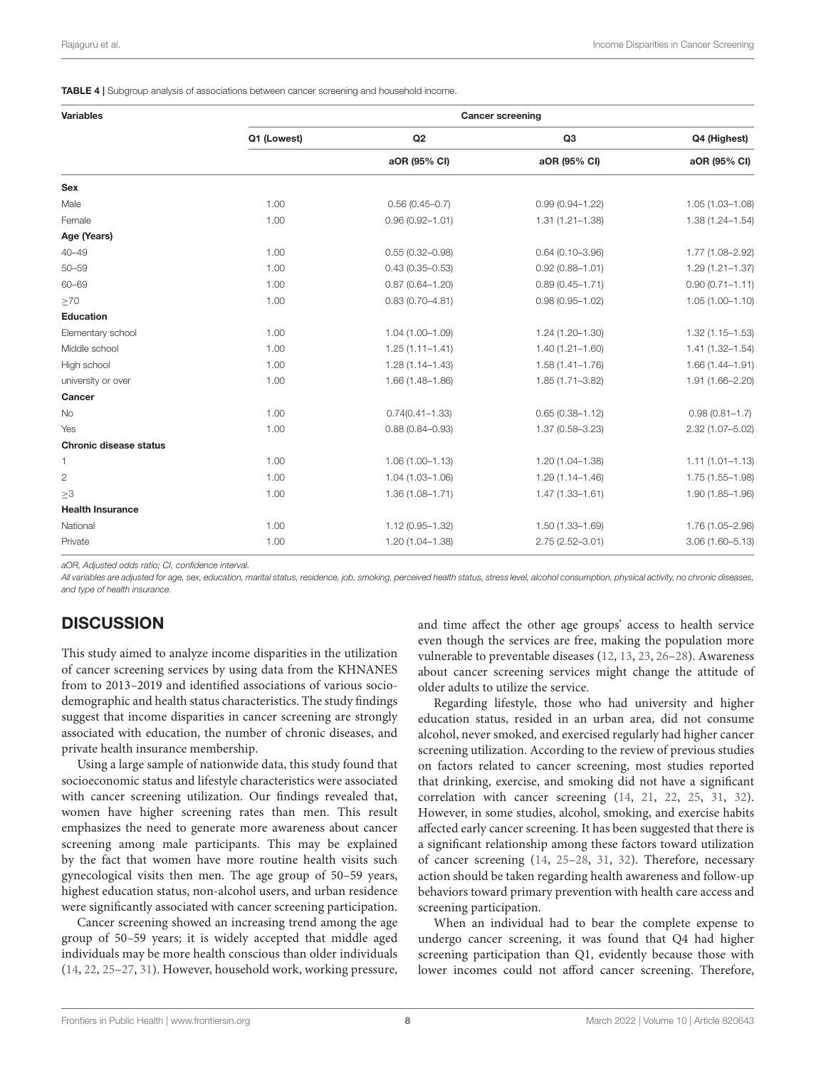**TABLE 4 |** Subgroup analysis of associations between cancer screening and household income.

| Variables | Cancer screening | | | |
|---|---|---|---|---|
| | Q1 (Lowest) | Q2 | Q3 | Q4 (Highest) |
| | | aOR (95% CI) | aOR (95% CI) | aOR (95% CI) |
| **Sex** | | | | |
| Male | 1.00 | 0.56 (0.45–0.7) | 0.99 (0.94–1.22) | 1.05 (1.03–1.08) |
| Female | 1.00 | 0.96 (0.92–1.01) | 1.31 (1.21–1.38) | 1.38 (1.24–1.54) |
| **Age (Years)** | | | | |
| 40–49 | 1.00 | 0.55 (0.32–0.98) | 0.64 (0.10–3.96) | 1.77 (1.08–2.92) |
| 50–59 | 1.00 | 0.43 (0.35–0.53) | 0.92 (0.88–1.01) | 1.29 (1.21–1.37) |
| 60–69 | 1.00 | 0.87 (0.64–1.20) | 0.89 (0.45–1.71) | 0.90 (0.71–1.11) |
| ≥70 | 1.00 | 0.83 (0.70–4.81) | 0.98 (0.95–1.02) | 1.05 (1.00–1.10) |
| **Education** | | | | |
| Elementary school | 1.00 | 1.04 (1.00–1.09) | 1.24 (1.20–1.30) | 1.32 (1.15–1.53) |
| Middle school | 1.00 | 1.25 (1.11–1.41) | 1.40 (1.21–1.60) | 1.41 (1.32–1.54) |
| High school | 1.00 | 1.28 (1.14–1.43) | 1.58 (1.41–1.76) | 1.66 (1.44–1.91) |
| university or over | 1.00 | 1.66 (1.48–1.86) | 1.85 (1.71–3.82) | 1.91 (1.66–2.20) |
| **Cancer** | | | | |
| No | 1.00 | 0.74(0.41–1.33) | 0.65 (0.38–1.12) | 0.98 (0.81–1.7) |
| Yes | 1.00 | 0.88 (0.84–0.93) | 1.37 (0.58–3.23) | 2.32 (1.07–5.02) |
| **Chronic disease status** | | | | |
| 1 | 1.00 | 1.06 (1.00–1.13) | 1.20 (1.04–1.38) | 1.11 (1.01–1.13) |
| 2 | 1.00 | 1.04 (1.03–1.06) | 1.29 (1.14–1.46) | 1.75 (1.55–1.98) |
| ≥3 | 1.00 | 1.36 (1.08–1.71) | 1.47 (1.33–1.61) | 1.90 (1.85–1.96) |
| **Health Insurance** | | | | |
| National | 1.00 | 1.12 (0.95–1.32) | 1.50 (1.33–1.69) | 1.76 (1.05–2.96) |
| Private | 1.00 | 1.20 (1.04–1.38) | 2.75 (2.52–3.01) | 3.06 (1.60–5.13) |

*aOR, Adjusted odds ratio; CI, confidence interval.*

*All variables are adjusted for age, sex, education, marital status, residence, job, smoking, perceived health status, stress level, alcohol consumption, physical activity, no chronic diseases, and type of health insurance.*

## DISCUSSION

This study aimed to analyze income disparities in the utilization of cancer screening services by using data from the KHNANES from to 2013–2019 and identified associations of various socio-demographic and health status characteristics. The study findings suggest that income disparities in cancer screening are strongly associated with education, the number of chronic diseases, and private health insurance membership.

Using a large sample of nationwide data, this study found that socioeconomic status and lifestyle characteristics were associated with cancer screening utilization. Our findings revealed that, women have higher screening rates than men. This result emphasizes the need to generate more awareness about cancer screening among male participants. This may be explained by the fact that women have more routine health visits such gynecological visits then men. The age group of 50–59 years, highest education status, non-alcohol users, and urban residence were significantly associated with cancer screening participation.

Cancer screening showed an increasing trend among the age group of 50–59 years; it is widely accepted that middle aged individuals may be more health conscious than older individuals (14, 22, 25–27, 31). However, household work, working pressure, and time affect the other age groups' access to health service even though the services are free, making the population more vulnerable to preventable diseases (12, 13, 23, 26–28). Awareness about cancer screening services might change the attitude of older adults to utilize the service.

Regarding lifestyle, those who had university and higher education status, resided in an urban area, did not consume alcohol, never smoked, and exercised regularly had higher cancer screening utilization. According to the review of previous studies on factors related to cancer screening, most studies reported that drinking, exercise, and smoking did not have a significant correlation with cancer screening (14, 21, 22, 25, 31, 32). However, in some studies, alcohol, smoking, and exercise habits affected early cancer screening. It has been suggested that there is a significant relationship among these factors toward utilization of cancer screening (14, 25–28, 31, 32). Therefore, necessary action should be taken regarding health awareness and follow-up behaviors toward primary prevention with health care access and screening participation.

When an individual had to bear the complete expense to undergo cancer screening, it was found that Q4 had higher screening participation than Q1, evidently because those with lower incomes could not afford cancer screening. Therefore,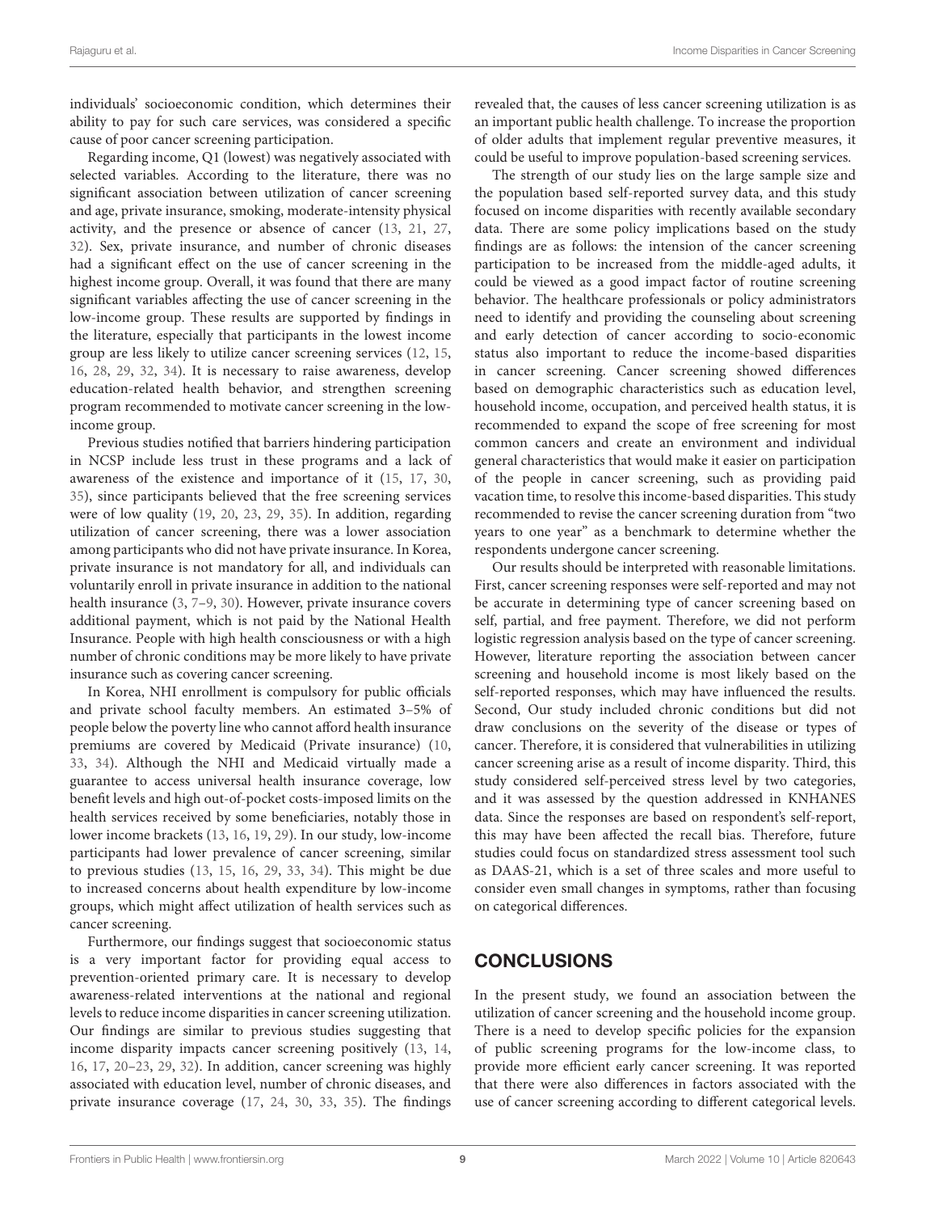individuals' socioeconomic condition, which determines their ability to pay for such care services, was considered a specific cause of poor cancer screening participation.

Regarding income, Q1 (lowest) was negatively associated with selected variables. According to the literature, there was no significant association between utilization of cancer screening and age, private insurance, smoking, moderate-intensity physical activity, and the presence or absence of cancer (13, 21, 27, 32). Sex, private insurance, and number of chronic diseases had a significant effect on the use of cancer screening in the highest income group. Overall, it was found that there are many significant variables affecting the use of cancer screening in the low-income group. These results are supported by findings in the literature, especially that participants in the lowest income group are less likely to utilize cancer screening services (12, 15, 16, 28, 29, 32, 34). It is necessary to raise awareness, develop education-related health behavior, and strengthen screening program recommended to motivate cancer screening in the low-income group.

Previous studies notified that barriers hindering participation in NCSP include less trust in these programs and a lack of awareness of the existence and importance of it (15, 17, 30, 35), since participants believed that the free screening services were of low quality (19, 20, 23, 29, 35). In addition, regarding utilization of cancer screening, there was a lower association among participants who did not have private insurance. In Korea, private insurance is not mandatory for all, and individuals can voluntarily enroll in private insurance in addition to the national health insurance (3, 7–9, 30). However, private insurance covers additional payment, which is not paid by the National Health Insurance. People with high health consciousness or with a high number of chronic conditions may be more likely to have private insurance such as covering cancer screening.

In Korea, NHI enrollment is compulsory for public officials and private school faculty members. An estimated 3–5% of people below the poverty line who cannot afford health insurance premiums are covered by Medicaid (Private insurance) (10, 33, 34). Although the NHI and Medicaid virtually made a guarantee to access universal health insurance coverage, low benefit levels and high out-of-pocket costs-imposed limits on the health services received by some beneficiaries, notably those in lower income brackets (13, 16, 19, 29). In our study, low-income participants had lower prevalence of cancer screening, similar to previous studies (13, 15, 16, 29, 33, 34). This might be due to increased concerns about health expenditure by low-income groups, which might affect utilization of health services such as cancer screening.

Furthermore, our findings suggest that socioeconomic status is a very important factor for providing equal access to prevention-oriented primary care. It is necessary to develop awareness-related interventions at the national and regional levels to reduce income disparities in cancer screening utilization. Our findings are similar to previous studies suggesting that income disparity impacts cancer screening positively (13, 14, 16, 17, 20–23, 29, 32). In addition, cancer screening was highly associated with education level, number of chronic diseases, and private insurance coverage (17, 24, 30, 33, 35). The findings revealed that, the causes of less cancer screening utilization is as an important public health challenge. To increase the proportion of older adults that implement regular preventive measures, it could be useful to improve population-based screening services.

The strength of our study lies on the large sample size and the population based self-reported survey data, and this study focused on income disparities with recently available secondary data. There are some policy implications based on the study findings are as follows: the intension of the cancer screening participation to be increased from the middle-aged adults, it could be viewed as a good impact factor of routine screening behavior. The healthcare professionals or policy administrators need to identify and providing the counseling about screening and early detection of cancer according to socio-economic status also important to reduce the income-based disparities in cancer screening. Cancer screening showed differences based on demographic characteristics such as education level, household income, occupation, and perceived health status, it is recommended to expand the scope of free screening for most common cancers and create an environment and individual general characteristics that would make it easier on participation of the people in cancer screening, such as providing paid vacation time, to resolve this income-based disparities. This study recommended to revise the cancer screening duration from "two years to one year" as a benchmark to determine whether the respondents undergone cancer screening.

Our results should be interpreted with reasonable limitations. First, cancer screening responses were self-reported and may not be accurate in determining type of cancer screening based on self, partial, and free payment. Therefore, we did not perform logistic regression analysis based on the type of cancer screening. However, literature reporting the association between cancer screening and household income is most likely based on the self-reported responses, which may have influenced the results. Second, Our study included chronic conditions but did not draw conclusions on the severity of the disease or types of cancer. Therefore, it is considered that vulnerabilities in utilizing cancer screening arise as a result of income disparity. Third, this study considered self-perceived stress level by two categories, and it was assessed by the question addressed in KNHANES data. Since the responses are based on respondent's self-report, this may have been affected the recall bias. Therefore, future studies could focus on standardized stress assessment tool such as DAAS-21, which is a set of three scales and more useful to consider even small changes in symptoms, rather than focusing on categorical differences.

## CONCLUSIONS

In the present study, we found an association between the utilization of cancer screening and the household income group. There is a need to develop specific policies for the expansion of public screening programs for the low-income class, to provide more efficient early cancer screening. It was reported that there were also differences in factors associated with the use of cancer screening according to different categorical levels.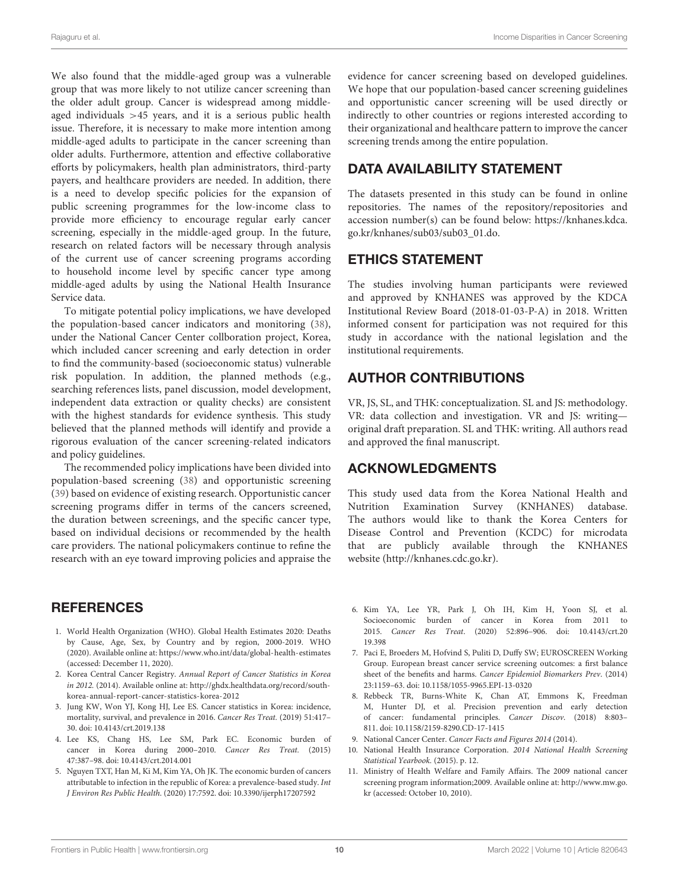We also found that the middle-aged group was a vulnerable group that was more likely to not utilize cancer screening than the older adult group. Cancer is widespread among middle-aged individuals >45 years, and it is a serious public health issue. Therefore, it is necessary to make more intention among middle-aged adults to participate in the cancer screening than older adults. Furthermore, attention and effective collaborative efforts by policymakers, health plan administrators, third-party payers, and healthcare providers are needed. In addition, there is a need to develop specific policies for the expansion of public screening programmes for the low-income class to provide more efficiency to encourage regular early cancer screening, especially in the middle-aged group. In the future, research on related factors will be necessary through analysis of the current use of cancer screening programs according to household income level by specific cancer type among middle-aged adults by using the National Health Insurance Service data.

To mitigate potential policy implications, we have developed the population-based cancer indicators and monitoring (38), under the National Cancer Center collboration project, Korea, which included cancer screening and early detection in order to find the community-based (socioeconomic status) vulnerable risk population. In addition, the planned methods (e.g., searching references lists, panel discussion, model development, independent data extraction or quality checks) are consistent with the highest standards for evidence synthesis. This study believed that the planned methods will identify and provide a rigorous evaluation of the cancer screening-related indicators and policy guidelines.

The recommended policy implications have been divided into population-based screening (38) and opportunistic screening (39) based on evidence of existing research. Opportunistic cancer screening programs differ in terms of the cancers screened, the duration between screenings, and the specific cancer type, based on individual decisions or recommended by the health care providers. The national policymakers continue to refine the research with an eye toward improving policies and appraise the evidence for cancer screening based on developed guidelines. We hope that our population-based cancer screening guidelines and opportunistic cancer screening will be used directly or indirectly to other countries or regions interested according to their organizational and healthcare pattern to improve the cancer screening trends among the entire population.

## DATA AVAILABILITY STATEMENT

The datasets presented in this study can be found in online repositories. The names of the repository/repositories and accession number(s) can be found below: https://knhanes.kdca.go.kr/knhanes/sub03/sub03_01.do.

## ETHICS STATEMENT

The studies involving human participants were reviewed and approved by KNHANES was approved by the KDCA Institutional Review Board (2018-01-03-P-A) in 2018. Written informed consent for participation was not required for this study in accordance with the national legislation and the institutional requirements.

## AUTHOR CONTRIBUTIONS

VR, JS, SL, and THK: conceptualization. SL and JS: methodology. VR: data collection and investigation. VR and JS: writing—original draft preparation. SL and THK: writing. All authors read and approved the final manuscript.

## ACKNOWLEDGMENTS

This study used data from the Korea National Health and Nutrition Examination Survey (KNHANES) database. The authors would like to thank the Korea Centers for Disease Control and Prevention (KCDC) for microdata that are publicly available through the KNHANES website (http://knhanes.cdc.go.kr).

## REFERENCES

1. World Health Organization (WHO). Global Health Estimates 2020: Deaths by Cause, Age, Sex, by Country and by region, 2000-2019. WHO (2020). Available online at: https://www.who.int/data/global-health-estimates (accessed: December 11, 2020).
2. Korea Central Cancer Registry. *Annual Report of Cancer Statistics in Korea in 2012.* (2014). Available online at: http://ghdx.healthdata.org/record/south-korea-annual-report-cancer-statistics-korea-2012
3. Jung KW, Won YJ, Kong HJ, Lee ES. Cancer statistics in Korea: incidence, mortality, survival, and prevalence in 2016. *Cancer Res Treat.* (2019) 51:417–30. doi: 10.4143/crt.2019.138
4. Lee KS, Chang HS, Lee SM, Park EC. Economic burden of cancer in Korea during 2000–2010. *Cancer Res Treat.* (2015) 47:387–98. doi: 10.4143/crt.2014.001
5. Nguyen TXT, Han M, Ki M, Kim YA, Oh JK. The economic burden of cancers attributable to infection in the republic of Korea: a prevalence-based study. *Int J Environ Res Public Health.* (2020) 17:7592. doi: 10.3390/ijerph17207592
6. Kim YA, Lee YR, Park J, Oh IH, Kim H, Yoon SJ, et al. Socioeconomic burden of cancer in Korea from 2011 to 2015. *Cancer Res Treat.* (2020) 52:896–906. doi: 10.4143/crt.2019.398
7. Paci E, Broeders M, Hofvind S, Puliti D, Duffy SW; EUROSCREEN Working Group. European breast cancer service screening outcomes: a first balance sheet of the benefits and harms. *Cancer Epidemiol Biomarkers Prev.* (2014) 23:1159–63. doi: 10.1158/1055-9965.EPI-13-0320
8. Rebbeck TR, Burns-White K, Chan AT, Emmons K, Freedman M, Hunter DJ, et al. Precision prevention and early detection of cancer: fundamental principles. *Cancer Discov.* (2018) 8:803–811. doi: 10.1158/2159-8290.CD-17-1415
9. National Cancer Center. *Cancer Facts and Figures 2014* (2014).
10. National Health Insurance Corporation. *2014 National Health Screening Statistical Yearbook.* (2015). p. 12.
11. Ministry of Health Welfare and Family Affairs. The 2009 national cancer screening program information;2009. Available online at: http://www.mw.go.kr (accessed: October 10, 2010).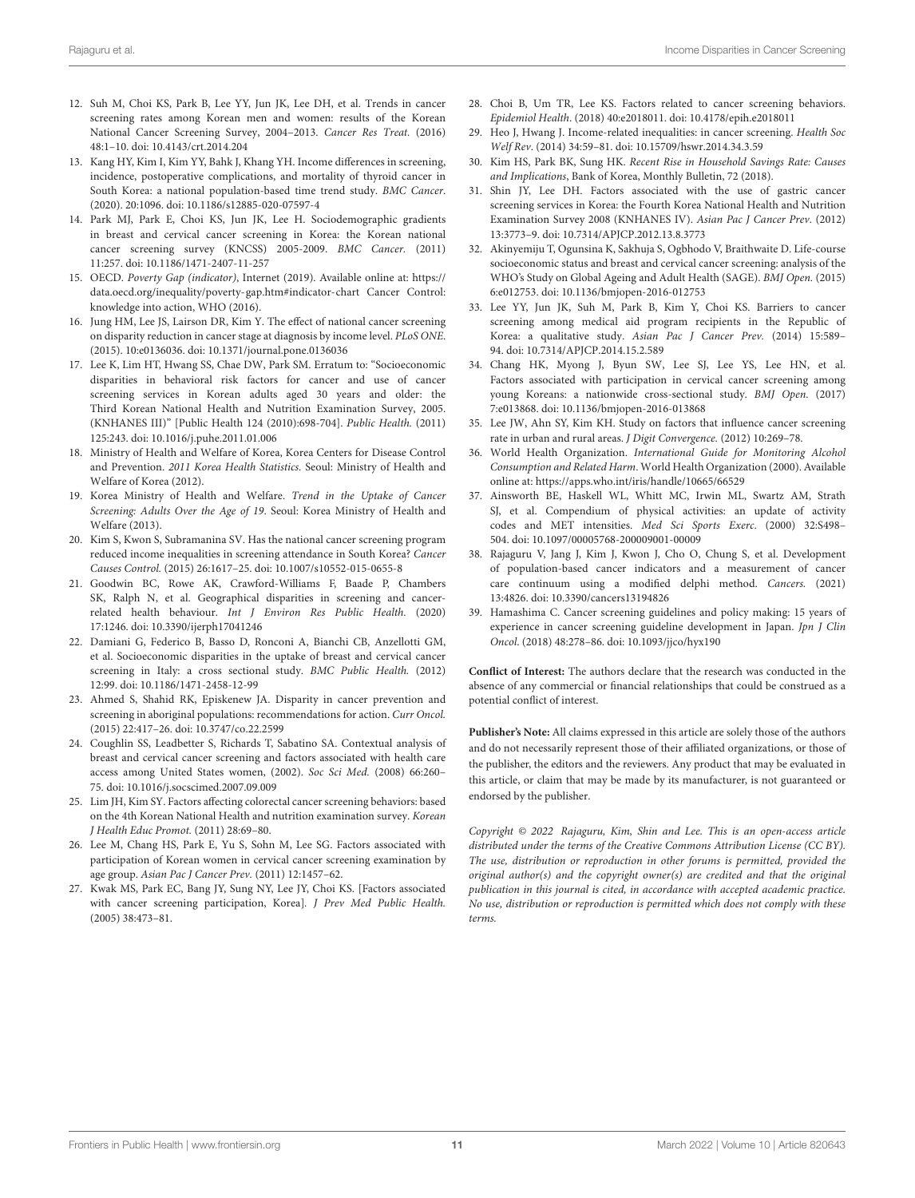12. Suh M, Choi KS, Park B, Lee YY, Jun JK, Lee DH, et al. Trends in cancer screening rates among Korean men and women: results of the Korean National Cancer Screening Survey, 2004–2013. *Cancer Res Treat.* (2016) 48:1–10. doi: 10.4143/crt.2014.204
13. Kang HY, Kim I, Kim YY, Bahk J, Khang YH. Income differences in screening, incidence, postoperative complications, and mortality of thyroid cancer in South Korea: a national population-based time trend study. *BMC Cancer*. (2020). 20:1096. doi: 10.1186/s12885-020-07597-4
14. Park MJ, Park E, Choi KS, Jun JK, Lee H. Sociodemographic gradients in breast and cervical cancer screening in Korea: the Korean national cancer screening survey (KNCSS) 2005-2009. *BMC Cancer.* (2011) 11:257. doi: 10.1186/1471-2407-11-257
15. OECD. *Poverty Gap (indicator)*, Internet (2019). Available online at: https://data.oecd.org/inequality/poverty-gap.htm#indicator-chart Cancer Control: knowledge into action, WHO (2016).
16. Jung HM, Lee JS, Lairson DR, Kim Y. The effect of national cancer screening on disparity reduction in cancer stage at diagnosis by income level. *PLoS ONE*. (2015). 10:e0136036. doi: 10.1371/journal.pone.0136036
17. Lee K, Lim HT, Hwang SS, Chae DW, Park SM. Erratum to: "Socioeconomic disparities in behavioral risk factors for cancer and use of cancer screening services in Korean adults aged 30 years and older: the Third Korean National Health and Nutrition Examination Survey, 2005. (KNHANES III)" [Public Health 124 (2010):698-704]. *Public Health.* (2011) 125:243. doi: 10.1016/j.puhe.2011.01.006
18. Ministry of Health and Welfare of Korea, Korea Centers for Disease Control and Prevention. *2011 Korea Health Statistics.* Seoul: Ministry of Health and Welfare of Korea (2012).
19. Korea Ministry of Health and Welfare. *Trend in the Uptake of Cancer Screening: Adults Over the Age of 19*. Seoul: Korea Ministry of Health and Welfare (2013).
20. Kim S, Kwon S, Subramanina SV. Has the national cancer screening program reduced income inequalities in screening attendance in South Korea? *Cancer Causes Control.* (2015) 26:1617–25. doi: 10.1007/s10552-015-0655-8
21. Goodwin BC, Rowe AK, Crawford-Williams F, Baade P, Chambers SK, Ralph N, et al. Geographical disparities in screening and cancer-related health behaviour. *Int J Environ Res Public Health*. (2020) 17:1246. doi: 10.3390/ijerph17041246
22. Damiani G, Federico B, Basso D, Ronconi A, Bianchi CB, Anzellotti GM, et al. Socioeconomic disparities in the uptake of breast and cervical cancer screening in Italy: a cross sectional study. *BMC Public Health.* (2012) 12:99. doi: 10.1186/1471-2458-12-99
23. Ahmed S, Shahid RK, Episkenew JA. Disparity in cancer prevention and screening in aboriginal populations: recommendations for action. *Curr Oncol.* (2015) 22:417–26. doi: 10.3747/co.22.2599
24. Coughlin SS, Leadbetter S, Richards T, Sabatino SA. Contextual analysis of breast and cervical cancer screening and factors associated with health care access among United States women, (2002). *Soc Sci Med.* (2008) 66:260–75. doi: 10.1016/j.socscimed.2007.09.009
25. Lim JH, Kim SY. Factors affecting colorectal cancer screening behaviors: based on the 4th Korean National Health and nutrition examination survey. *Korean J Health Educ Promot.* (2011) 28:69–80.
26. Lee M, Chang HS, Park E, Yu S, Sohn M, Lee SG. Factors associated with participation of Korean women in cervical cancer screening examination by age group. *Asian Pac J Cancer Prev.* (2011) 12:1457–62.
27. Kwak MS, Park EC, Bang JY, Sung NY, Lee JY, Choi KS. [Factors associated with cancer screening participation, Korea]. *J Prev Med Public Health.* (2005) 38:473–81.
28. Choi B, Um TR, Lee KS. Factors related to cancer screening behaviors. *Epidemiol Health*. (2018) 40:e2018011. doi: 10.4178/epih.e2018011
29. Heo J, Hwang J. Income-related inequalities: in cancer screening. *Health Soc Welf Rev*. (2014) 34:59–81. doi: 10.15709/hswr.2014.34.3.59
30. Kim HS, Park BK, Sung HK. *Recent Rise in Household Savings Rate: Causes and Implications*, Bank of Korea, Monthly Bulletin, 72 (2018).
31. Shin JY, Lee DH. Factors associated with the use of gastric cancer screening services in Korea: the Fourth Korea National Health and Nutrition Examination Survey 2008 (KNHANES IV). *Asian Pac J Cancer Prev*. (2012) 13:3773–9. doi: 10.7314/APJCP.2012.13.8.3773
32. Akinyemiju T, Ogunsina K, Sakhuja S, Ogbhodo V, Braithwaite D. Life-course socioeconomic status and breast and cervical cancer screening: analysis of the WHO's Study on Global Ageing and Adult Health (SAGE). *BMJ Open.* (2015) 6:e012753. doi: 10.1136/bmjopen-2016-012753
33. Lee YY, Jun JK, Suh M, Park B, Kim Y, Choi KS. Barriers to cancer screening among medical aid program recipients in the Republic of Korea: a qualitative study. *Asian Pac J Cancer Prev.* (2014) 15:589–94. doi: 10.7314/APJCP.2014.15.2.589
34. Chang HK, Myong J, Byun SW, Lee SJ, Lee YS, Lee HN, et al. Factors associated with participation in cervical cancer screening among young Koreans: a nationwide cross-sectional study. *BMJ Open.* (2017) 7:e013868. doi: 10.1136/bmjopen-2016-013868
35. Lee JW, Ahn SY, Kim KH. Study on factors that influence cancer screening rate in urban and rural areas. *J Digit Convergence.* (2012) 10:269–78.
36. World Health Organization. *International Guide for Monitoring Alcohol Consumption and Related Harm*. World Health Organization (2000). Available online at: https://apps.who.int/iris/handle/10665/66529
37. Ainsworth BE, Haskell WL, Whitt MC, Irwin ML, Swartz AM, Strath SJ, et al. Compendium of physical activities: an update of activity codes and MET intensities. *Med Sci Sports Exerc*. (2000) 32:S498–504. doi: 10.1097/00005768-200009001-00009
38. Rajaguru V, Jang J, Kim J, Kwon J, Cho O, Chung S, et al. Development of population-based cancer indicators and a measurement of cancer care continuum using a modified delphi method. *Cancers.* (2021) 13:4826. doi: 10.3390/cancers13194826
39. Hamashima C. Cancer screening guidelines and policy making: 15 years of experience in cancer screening guideline development in Japan. *Jpn J Clin Oncol*. (2018) 48:278–86. doi: 10.1093/jjco/hyx190

**Conflict of Interest:** The authors declare that the research was conducted in the absence of any commercial or financial relationships that could be construed as a potential conflict of interest.

**Publisher's Note:** All claims expressed in this article are solely those of the authors and do not necessarily represent those of their affiliated organizations, or those of the publisher, the editors and the reviewers. Any product that may be evaluated in this article, or claim that may be made by its manufacturer, is not guaranteed or endorsed by the publisher.

*Copyright © 2022 Rajaguru, Kim, Shin and Lee. This is an open-access article distributed under the terms of the Creative Commons Attribution License (CC BY). The use, distribution or reproduction in other forums is permitted, provided the original author(s) and the copyright owner(s) are credited and that the original publication in this journal is cited, in accordance with accepted academic practice. No use, distribution or reproduction is permitted which does not comply with these terms.*